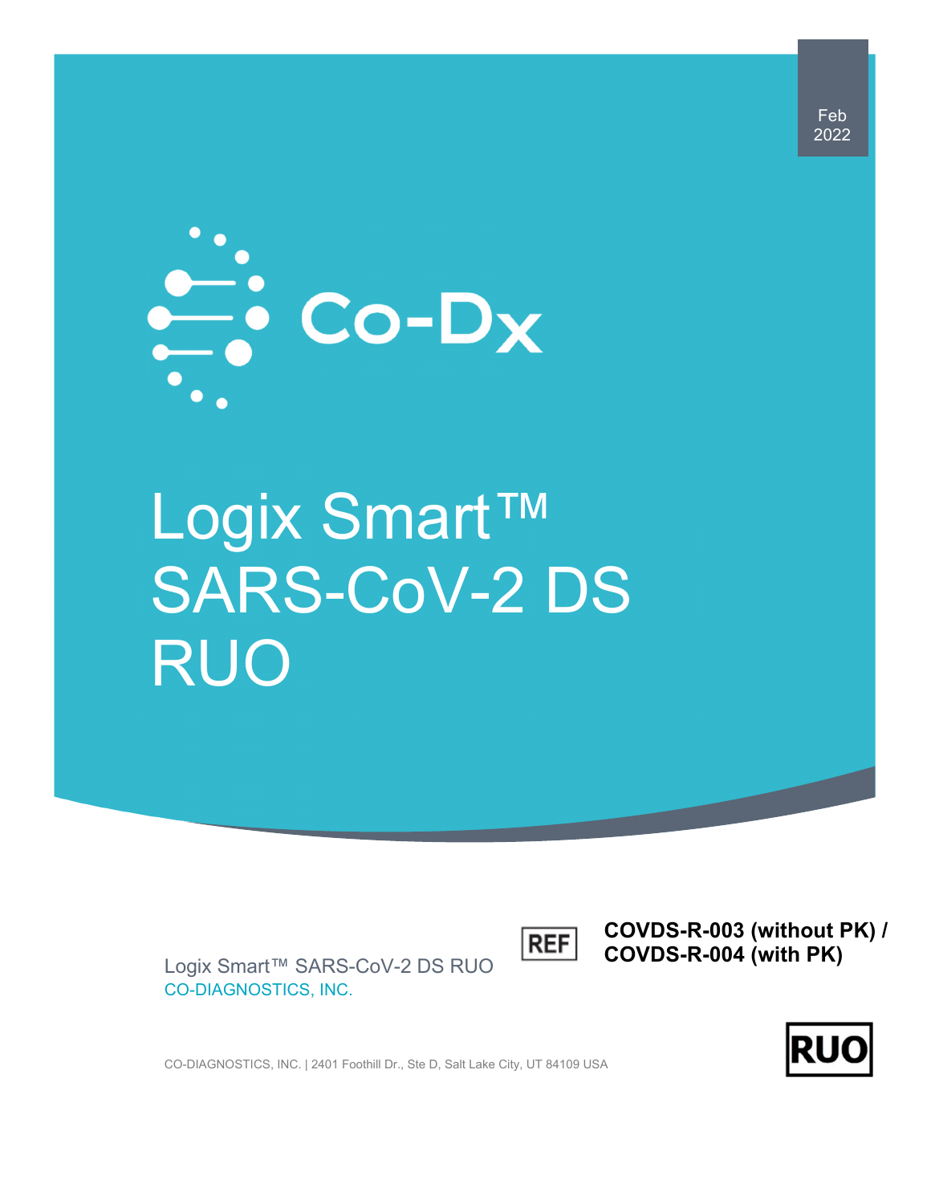Feb 2022

Co-Dx

# Logix Smart™ SARS-CoV-2 DS RUO

REF **COVDS-R-003 (without PK) / COVDS-R-004 (with PK)**

Logix Smart™ SARS-CoV-2 DS RUO
CO-DIAGNOSTICS, INC.

CO-DIAGNOSTICS, INC. | 2401 Foothill Dr., Ste D, Salt Lake City, UT 84109 USA

RUO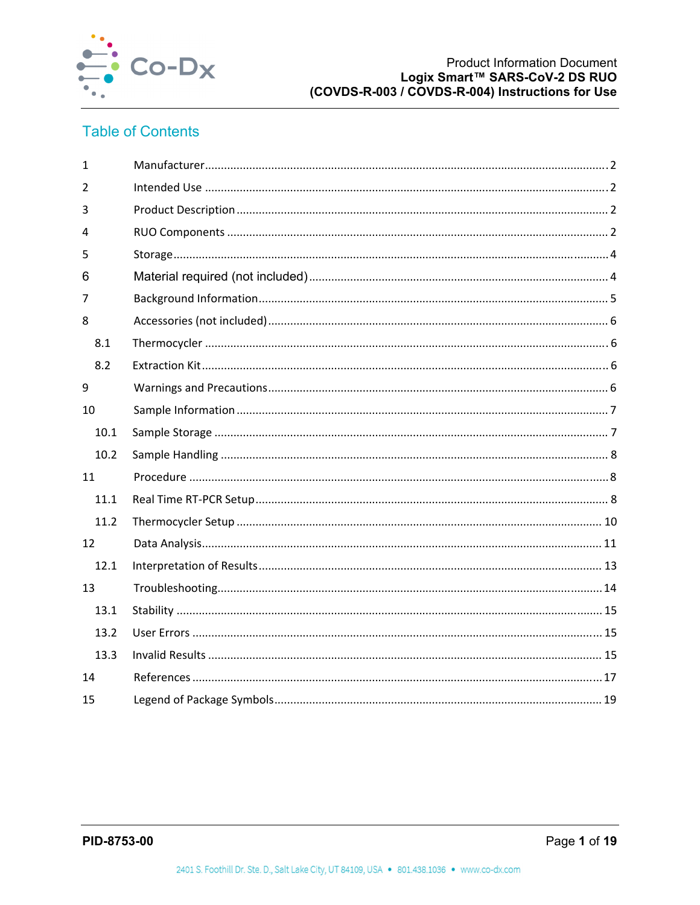## Table of Contents

| | | |
|---|---|---|
| 1 | Manufacturer | 2 |
| 2 | Intended Use | 2 |
| 3 | Product Description | 2 |
| 4 | RUO Components | 2 |
| 5 | Storage | 4 |
| 6 | Material required (not included) | 4 |
| 7 | Background Information | 5 |
| 8 | Accessories (not included) | 6 |
| 8.1 | Thermocycler | 6 |
| 8.2 | Extraction Kit | 6 |
| 9 | Warnings and Precautions | 6 |
| 10 | Sample Information | 7 |
| 10.1 | Sample Storage | 7 |
| 10.2 | Sample Handling | 8 |
| 11 | Procedure | 8 |
| 11.1 | Real Time RT-PCR Setup | 8 |
| 11.2 | Thermocycler Setup | 10 |
| 12 | Data Analysis | 11 |
| 12.1 | Interpretation of Results | 13 |
| 13 | Troubleshooting | 14 |
| 13.1 | Stability | 15 |
| 13.2 | User Errors | 15 |
| 13.3 | Invalid Results | 15 |
| 14 | References | 17 |
| 15 | Legend of Package Symbols | 19 |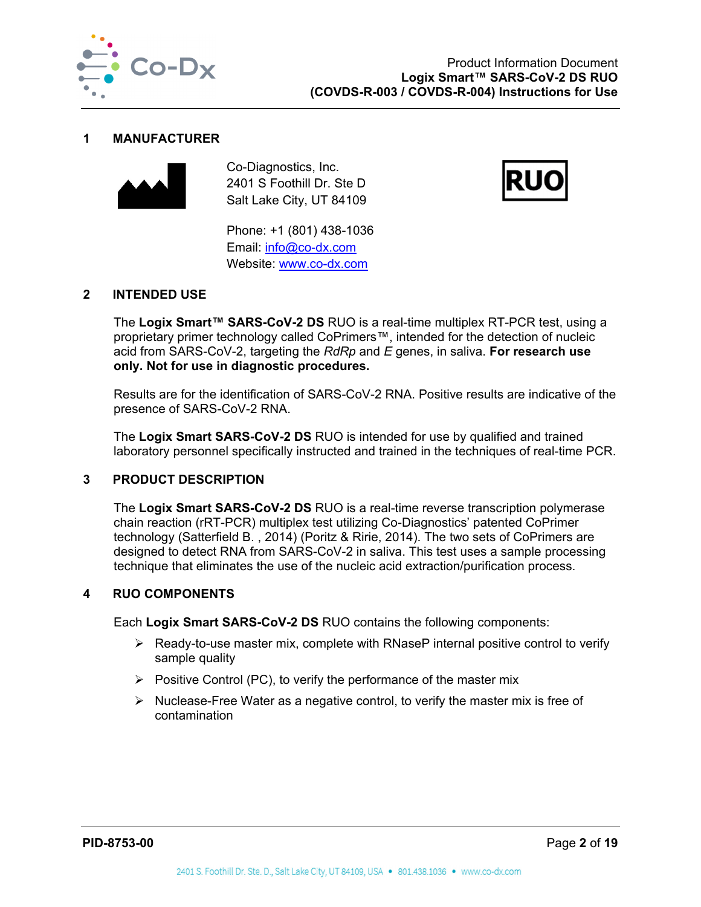## 1 MANUFACTURER

Co-Diagnostics, Inc.
2401 S Foothill Dr. Ste D
Salt Lake City, UT 84109

RUO

Phone: +1 (801) 438-1036
Email: info@co-dx.com
Website: www.co-dx.com

## 2 INTENDED USE

The **Logix Smart™ SARS-CoV-2 DS** RUO is a real-time multiplex RT-PCR test, using a proprietary primer technology called CoPrimers™, intended for the detection of nucleic acid from SARS-CoV-2, targeting the *RdRp* and *E* genes, in saliva. **For research use only. Not for use in diagnostic procedures.**

Results are for the identification of SARS-CoV-2 RNA. Positive results are indicative of the presence of SARS-CoV-2 RNA.

The **Logix Smart SARS-CoV-2 DS** RUO is intended for use by qualified and trained laboratory personnel specifically instructed and trained in the techniques of real-time PCR.

## 3 PRODUCT DESCRIPTION

The **Logix Smart SARS-CoV-2 DS** RUO is a real-time reverse transcription polymerase chain reaction (rRT-PCR) multiplex test utilizing Co-Diagnostics' patented CoPrimer technology (Satterfield B. , 2014) (Poritz & Ririe, 2014). The two sets of CoPrimers are designed to detect RNA from SARS-CoV-2 in saliva. This test uses a sample processing technique that eliminates the use of the nucleic acid extraction/purification process.

## 4 RUO COMPONENTS

Each **Logix Smart SARS-CoV-2 DS** RUO contains the following components:

- Ready-to-use master mix, complete with RNaseP internal positive control to verify sample quality
- Positive Control (PC), to verify the performance of the master mix
- Nuclease-Free Water as a negative control, to verify the master mix is free of contamination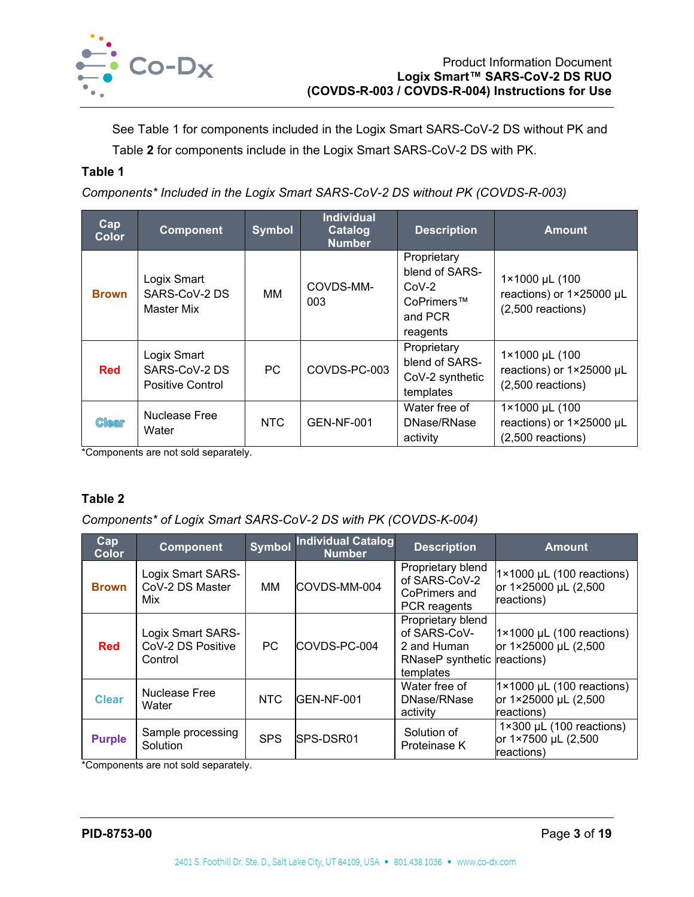See Table 1 for components included in the Logix Smart SARS-CoV-2 DS without PK and Table **2** for components include in the Logix Smart SARS-CoV-2 DS with PK.

**Table 1**

*Components\* Included in the Logix Smart SARS-CoV-2 DS without PK (COVDS-R-003)*

| Cap Color | Component | Symbol | Individual Catalog Number | Description | Amount |
|---|---|---|---|---|---|
| Brown | Logix Smart SARS-CoV-2 DS Master Mix | MM | COVDS-MM-003 | Proprietary blend of SARS-CoV-2 CoPrimers™ and PCR reagents | 1×1000 µL (100 reactions) or 1×25000 µL (2,500 reactions) |
| Red | Logix Smart SARS-CoV-2 DS Positive Control | PC | COVDS-PC-003 | Proprietary blend of SARS-CoV-2 synthetic templates | 1×1000 µL (100 reactions) or 1×25000 µL (2,500 reactions) |
| Clear | Nuclease Free Water | NTC | GEN-NF-001 | Water free of DNase/RNase activity | 1×1000 µL (100 reactions) or 1×25000 µL (2,500 reactions) |

\*Components are not sold separately.

**Table 2**

*Components\* of Logix Smart SARS-CoV-2 DS with PK (COVDS-K-004)*

| Cap Color | Component | Symbol | Individual Catalog Number | Description | Amount |
|---|---|---|---|---|---|
| Brown | Logix Smart SARS-CoV-2 DS Master Mix | MM | COVDS-MM-004 | Proprietary blend of SARS-CoV-2 CoPrimers and PCR reagents | 1×1000 µL (100 reactions) or 1×25000 µL (2,500 reactions) |
| Red | Logix Smart SARS-CoV-2 DS Positive Control | PC | COVDS-PC-004 | Proprietary blend of SARS-CoV-2 and Human RNaseP synthetic templates | 1×1000 µL (100 reactions) or 1×25000 µL (2,500 reactions) |
| Clear | Nuclease Free Water | NTC | GEN-NF-001 | Water free of DNase/RNase activity | 1×1000 µL (100 reactions) or 1×25000 µL (2,500 reactions) |
| Purple | Sample processing Solution | SPS | SPS-DSR01 | Solution of Proteinase K | 1×300 µL (100 reactions) or 1×7500 µL (2,500 reactions) |

\*Components are not sold separately.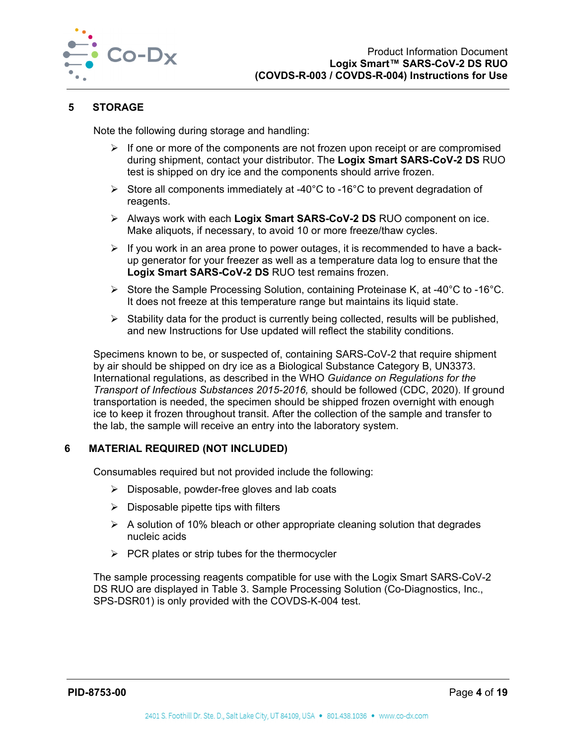## 5 STORAGE

Note the following during storage and handling:

- If one or more of the components are not frozen upon receipt or are compromised during shipment, contact your distributor. The **Logix Smart SARS-CoV-2 DS** RUO test is shipped on dry ice and the components should arrive frozen.
- Store all components immediately at -40°C to -16°C to prevent degradation of reagents.
- Always work with each **Logix Smart SARS-CoV-2 DS** RUO component on ice. Make aliquots, if necessary, to avoid 10 or more freeze/thaw cycles.
- If you work in an area prone to power outages, it is recommended to have a back-up generator for your freezer as well as a temperature data log to ensure that the **Logix Smart SARS-CoV-2 DS** RUO test remains frozen.
- Store the Sample Processing Solution, containing Proteinase K, at -40°C to -16°C. It does not freeze at this temperature range but maintains its liquid state.
- Stability data for the product is currently being collected, results will be published, and new Instructions for Use updated will reflect the stability conditions.

Specimens known to be, or suspected of, containing SARS-CoV-2 that require shipment by air should be shipped on dry ice as a Biological Substance Category B, UN3373. International regulations, as described in the WHO *Guidance on Regulations for the Transport of Infectious Substances 2015-2016,* should be followed (CDC, 2020). If ground transportation is needed, the specimen should be shipped frozen overnight with enough ice to keep it frozen throughout transit. After the collection of the sample and transfer to the lab, the sample will receive an entry into the laboratory system.

## 6 MATERIAL REQUIRED (NOT INCLUDED)

Consumables required but not provided include the following:

- Disposable, powder-free gloves and lab coats
- Disposable pipette tips with filters
- A solution of 10% bleach or other appropriate cleaning solution that degrades nucleic acids
- PCR plates or strip tubes for the thermocycler

The sample processing reagents compatible for use with the Logix Smart SARS-CoV-2 DS RUO are displayed in Table 3. Sample Processing Solution (Co-Diagnostics, Inc., SPS-DSR01) is only provided with the COVDS-K-004 test.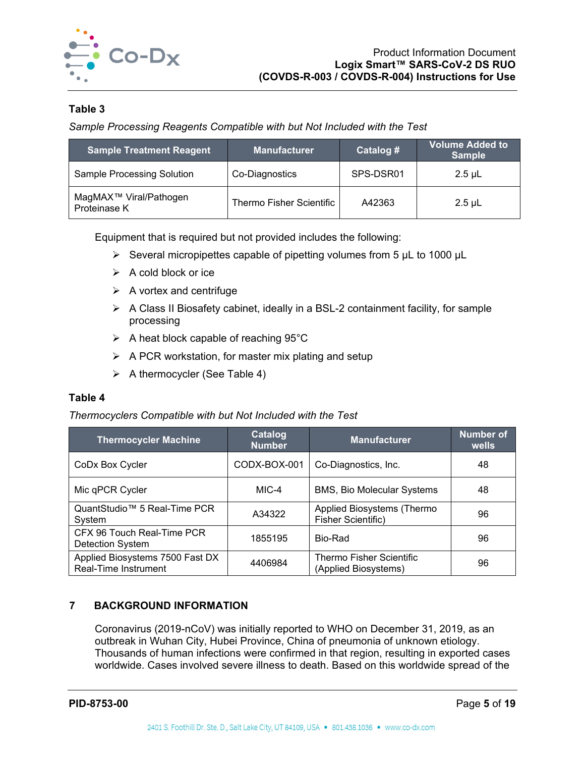**Table 3**

*Sample Processing Reagents Compatible with but Not Included with the Test*

| Sample Treatment Reagent | Manufacturer | Catalog # | Volume Added to Sample |
|---|---|---|---|
| Sample Processing Solution | Co-Diagnostics | SPS-DSR01 | 2.5 µL |
| MagMAX™ Viral/Pathogen Proteinase K | Thermo Fisher Scientific | A42363 | 2.5 µL |

Equipment that is required but not provided includes the following:

- Several micropipettes capable of pipetting volumes from 5 µL to 1000 µL
- A cold block or ice
- A vortex and centrifuge
- A Class II Biosafety cabinet, ideally in a BSL-2 containment facility, for sample processing
- A heat block capable of reaching 95°C
- A PCR workstation, for master mix plating and setup
- A thermocycler (See Table 4)

**Table 4**

*Thermocyclers Compatible with but Not Included with the Test*

| Thermocycler Machine | Catalog Number | Manufacturer | Number of wells |
|---|---|---|---|
| CoDx Box Cycler | CODX-BOX-001 | Co-Diagnostics, Inc. | 48 |
| Mic qPCR Cycler | MIC-4 | BMS, Bio Molecular Systems | 48 |
| QuantStudio™ 5 Real-Time PCR System | A34322 | Applied Biosystems (Thermo Fisher Scientific) | 96 |
| CFX 96 Touch Real-Time PCR Detection System | 1855195 | Bio-Rad | 96 |
| Applied Biosystems 7500 Fast DX Real-Time Instrument | 4406984 | Thermo Fisher Scientific (Applied Biosystems) | 96 |

## 7 BACKGROUND INFORMATION

Coronavirus (2019-nCoV) was initially reported to WHO on December 31, 2019, as an outbreak in Wuhan City, Hubei Province, China of pneumonia of unknown etiology. Thousands of human infections were confirmed in that region, resulting in exported cases worldwide. Cases involved severe illness to death. Based on this worldwide spread of the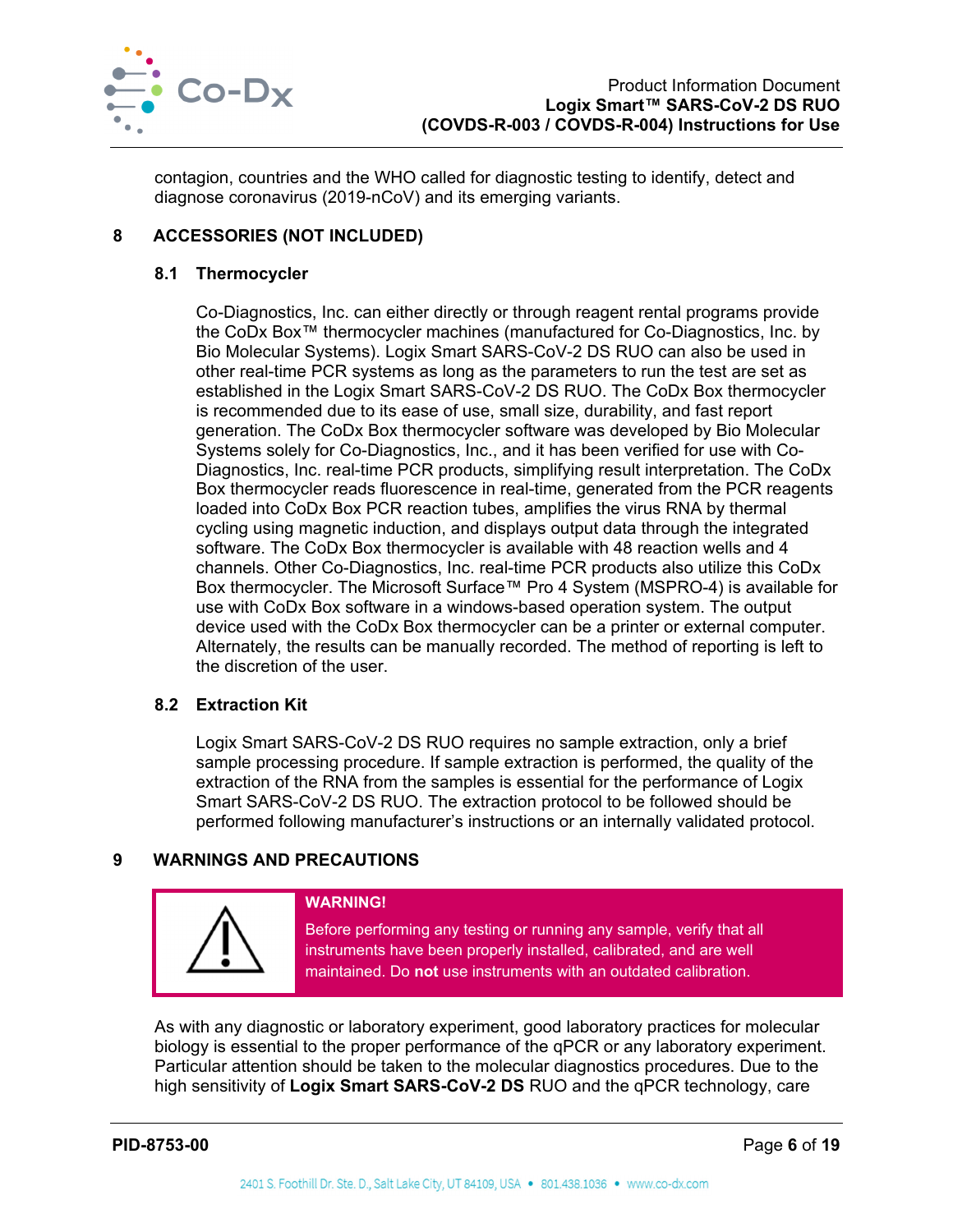contagion, countries and the WHO called for diagnostic testing to identify, detect and diagnose coronavirus (2019-nCoV) and its emerging variants.

## 8 ACCESSORIES (NOT INCLUDED)

### 8.1 Thermocycler

Co-Diagnostics, Inc. can either directly or through reagent rental programs provide the CoDx Box™ thermocycler machines (manufactured for Co-Diagnostics, Inc. by Bio Molecular Systems). Logix Smart SARS-CoV-2 DS RUO can also be used in other real-time PCR systems as long as the parameters to run the test are set as established in the Logix Smart SARS-CoV-2 DS RUO. The CoDx Box thermocycler is recommended due to its ease of use, small size, durability, and fast report generation. The CoDx Box thermocycler software was developed by Bio Molecular Systems solely for Co-Diagnostics, Inc., and it has been verified for use with Co-Diagnostics, Inc. real-time PCR products, simplifying result interpretation. The CoDx Box thermocycler reads fluorescence in real-time, generated from the PCR reagents loaded into CoDx Box PCR reaction tubes, amplifies the virus RNA by thermal cycling using magnetic induction, and displays output data through the integrated software. The CoDx Box thermocycler is available with 48 reaction wells and 4 channels. Other Co-Diagnostics, Inc. real-time PCR products also utilize this CoDx Box thermocycler. The Microsoft Surface™ Pro 4 System (MSPRO-4) is available for use with CoDx Box software in a windows-based operation system. The output device used with the CoDx Box thermocycler can be a printer or external computer. Alternately, the results can be manually recorded. The method of reporting is left to the discretion of the user.

### 8.2 Extraction Kit

Logix Smart SARS-CoV-2 DS RUO requires no sample extraction, only a brief sample processing procedure. If sample extraction is performed, the quality of the extraction of the RNA from the samples is essential for the performance of Logix Smart SARS-CoV-2 DS RUO. The extraction protocol to be followed should be performed following manufacturer's instructions or an internally validated protocol.

## 9 WARNINGS AND PRECAUTIONS

> **WARNING!**
>
> Before performing any testing or running any sample, verify that all instruments have been properly installed, calibrated, and are well maintained. Do **not** use instruments with an outdated calibration.

As with any diagnostic or laboratory experiment, good laboratory practices for molecular biology is essential to the proper performance of the qPCR or any laboratory experiment. Particular attention should be taken to the molecular diagnostics procedures. Due to the high sensitivity of **Logix Smart SARS-CoV-2 DS** RUO and the qPCR technology, care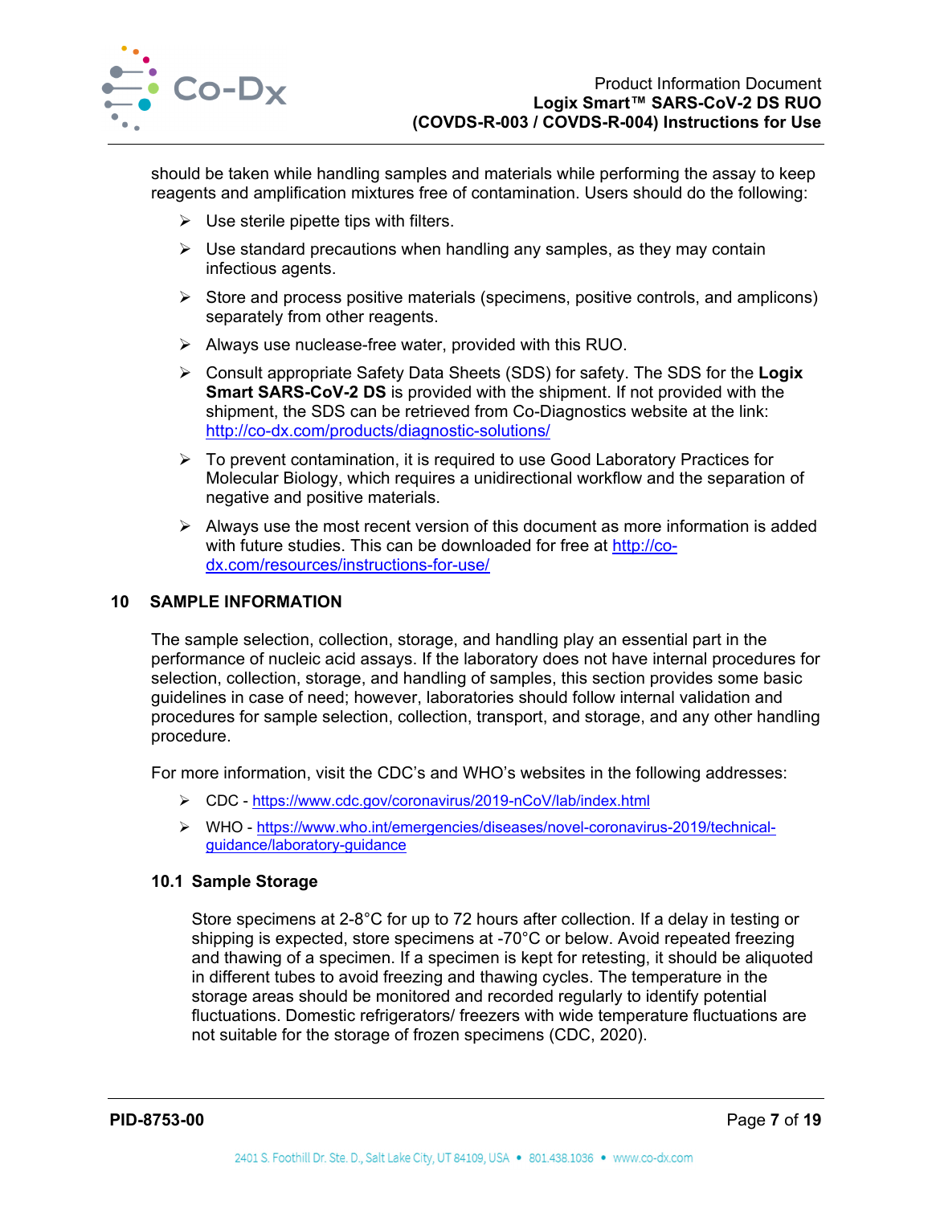should be taken while handling samples and materials while performing the assay to keep reagents and amplification mixtures free of contamination. Users should do the following:

- Use sterile pipette tips with filters.
- Use standard precautions when handling any samples, as they may contain infectious agents.
- Store and process positive materials (specimens, positive controls, and amplicons) separately from other reagents.
- Always use nuclease-free water, provided with this RUO.
- Consult appropriate Safety Data Sheets (SDS) for safety. The SDS for the **Logix Smart SARS-CoV-2 DS** is provided with the shipment. If not provided with the shipment, the SDS can be retrieved from Co-Diagnostics website at the link: http://co-dx.com/products/diagnostic-solutions/
- To prevent contamination, it is required to use Good Laboratory Practices for Molecular Biology, which requires a unidirectional workflow and the separation of negative and positive materials.
- Always use the most recent version of this document as more information is added with future studies. This can be downloaded for free at http://co-dx.com/resources/instructions-for-use/

## 10 SAMPLE INFORMATION

The sample selection, collection, storage, and handling play an essential part in the performance of nucleic acid assays. If the laboratory does not have internal procedures for selection, collection, storage, and handling of samples, this section provides some basic guidelines in case of need; however, laboratories should follow internal validation and procedures for sample selection, collection, transport, and storage, and any other handling procedure.

For more information, visit the CDC's and WHO's websites in the following addresses:

- CDC - https://www.cdc.gov/coronavirus/2019-nCoV/lab/index.html
- WHO - https://www.who.int/emergencies/diseases/novel-coronavirus-2019/technical-guidance/laboratory-guidance

### 10.1 Sample Storage

Store specimens at 2-8°C for up to 72 hours after collection. If a delay in testing or shipping is expected, store specimens at -70°C or below. Avoid repeated freezing and thawing of a specimen. If a specimen is kept for retesting, it should be aliquoted in different tubes to avoid freezing and thawing cycles. The temperature in the storage areas should be monitored and recorded regularly to identify potential fluctuations. Domestic refrigerators/ freezers with wide temperature fluctuations are not suitable for the storage of frozen specimens (CDC, 2020).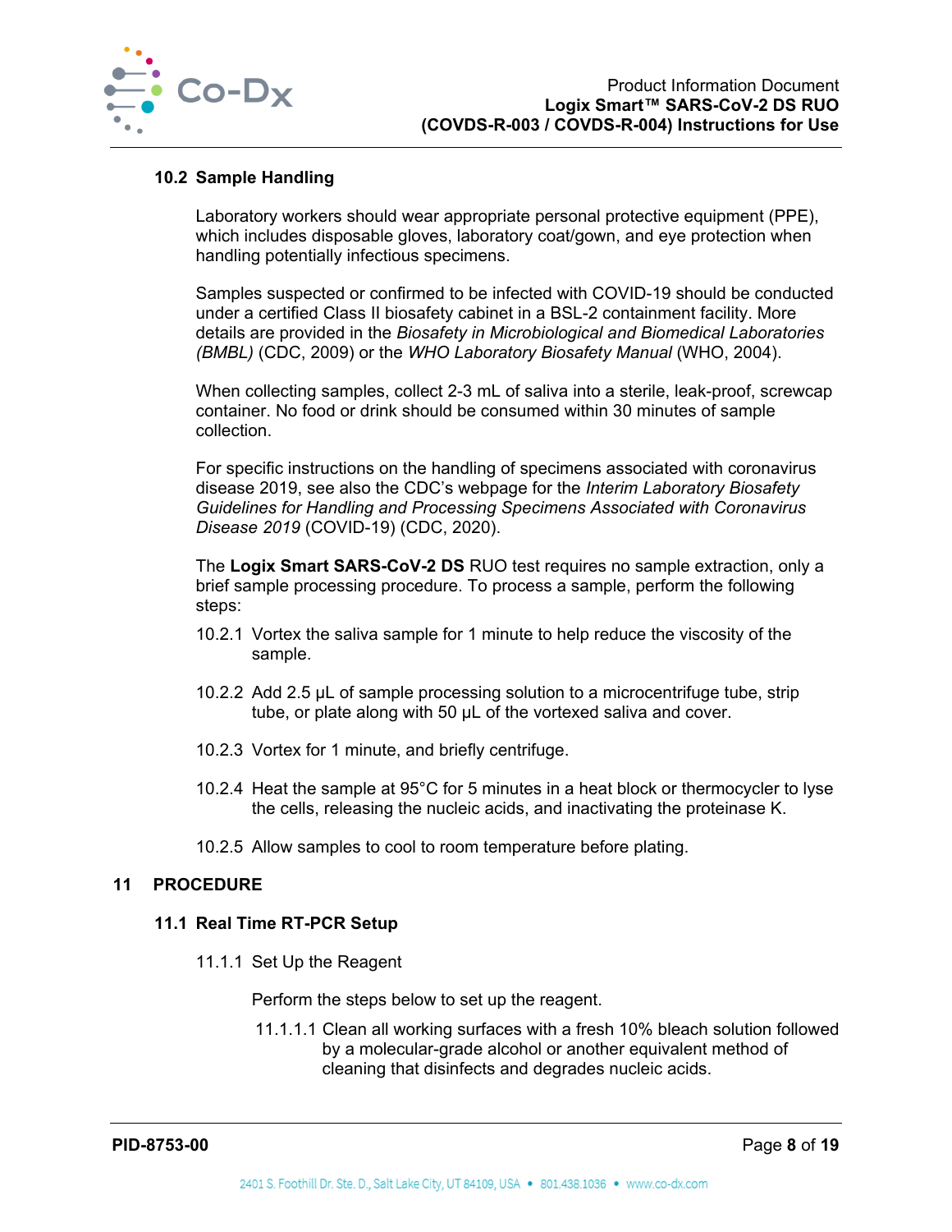### 10.2 Sample Handling

Laboratory workers should wear appropriate personal protective equipment (PPE), which includes disposable gloves, laboratory coat/gown, and eye protection when handling potentially infectious specimens.

Samples suspected or confirmed to be infected with COVID-19 should be conducted under a certified Class II biosafety cabinet in a BSL-2 containment facility. More details are provided in the *Biosafety in Microbiological and Biomedical Laboratories (BMBL)* (CDC, 2009) or the *WHO Laboratory Biosafety Manual* (WHO, 2004).

When collecting samples, collect 2-3 mL of saliva into a sterile, leak-proof, screwcap container. No food or drink should be consumed within 30 minutes of sample collection.

For specific instructions on the handling of specimens associated with coronavirus disease 2019, see also the CDC's webpage for the *Interim Laboratory Biosafety Guidelines for Handling and Processing Specimens Associated with Coronavirus Disease 2019* (COVID-19) (CDC, 2020).

The **Logix Smart SARS-CoV-2 DS** RUO test requires no sample extraction, only a brief sample processing procedure. To process a sample, perform the following steps:

10.2.1 Vortex the saliva sample for 1 minute to help reduce the viscosity of the sample.

10.2.2 Add 2.5 µL of sample processing solution to a microcentrifuge tube, strip tube, or plate along with 50 µL of the vortexed saliva and cover.

10.2.3 Vortex for 1 minute, and briefly centrifuge.

10.2.4 Heat the sample at 95°C for 5 minutes in a heat block or thermocycler to lyse the cells, releasing the nucleic acids, and inactivating the proteinase K.

10.2.5 Allow samples to cool to room temperature before plating.

## 11 PROCEDURE

### 11.1 Real Time RT-PCR Setup

11.1.1 Set Up the Reagent

Perform the steps below to set up the reagent.

11.1.1.1 Clean all working surfaces with a fresh 10% bleach solution followed by a molecular-grade alcohol or another equivalent method of cleaning that disinfects and degrades nucleic acids.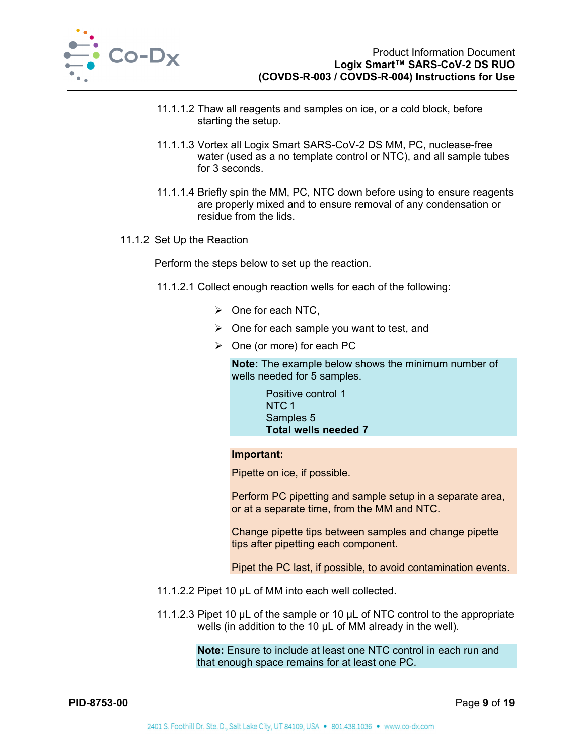11.1.1.2 Thaw all reagents and samples on ice, or a cold block, before starting the setup.

11.1.1.3 Vortex all Logix Smart SARS-CoV-2 DS MM, PC, nuclease-free water (used as a no template control or NTC), and all sample tubes for 3 seconds.

11.1.1.4 Briefly spin the MM, PC, NTC down before using to ensure reagents are properly mixed and to ensure removal of any condensation or residue from the lids.

11.1.2 Set Up the Reaction

Perform the steps below to set up the reaction.

11.1.2.1 Collect enough reaction wells for each of the following:

- One for each NTC,
- One for each sample you want to test, and
- One (or more) for each PC

**Note:** The example below shows the minimum number of wells needed for 5 samples.

Positive control 1
NTC 1
Samples 5
**Total wells needed 7**

**Important:**

Pipette on ice, if possible.

Perform PC pipetting and sample setup in a separate area, or at a separate time, from the MM and NTC.

Change pipette tips between samples and change pipette tips after pipetting each component.

Pipet the PC last, if possible, to avoid contamination events.

11.1.2.2 Pipet 10 µL of MM into each well collected.

11.1.2.3 Pipet 10 µL of the sample or 10 µL of NTC control to the appropriate wells (in addition to the 10 µL of MM already in the well).

**Note:** Ensure to include at least one NTC control in each run and that enough space remains for at least one PC.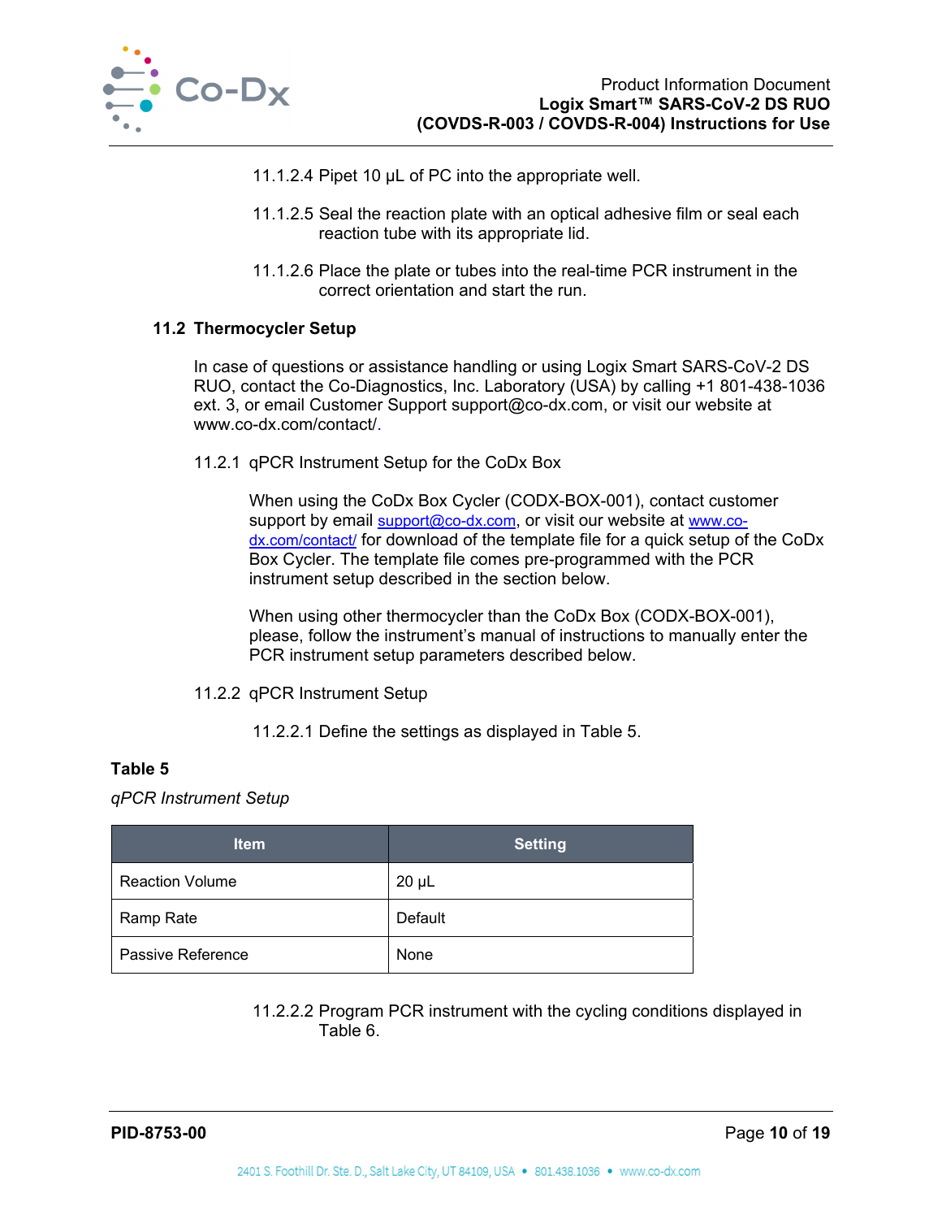11.1.2.4 Pipet 10 µL of PC into the appropriate well.

11.1.2.5 Seal the reaction plate with an optical adhesive film or seal each reaction tube with its appropriate lid.

11.1.2.6 Place the plate or tubes into the real-time PCR instrument in the correct orientation and start the run.

## 11.2 Thermocycler Setup

In case of questions or assistance handling or using Logix Smart SARS-CoV-2 DS RUO, contact the Co-Diagnostics, Inc. Laboratory (USA) by calling +1 801-438-1036 ext. 3, or email Customer Support support@co-dx.com, or visit our website at www.co-dx.com/contact/.

11.2.1 qPCR Instrument Setup for the CoDx Box

When using the CoDx Box Cycler (CODX-BOX-001), contact customer support by email support@co-dx.com, or visit our website at www.co-dx.com/contact/ for download of the template file for a quick setup of the CoDx Box Cycler. The template file comes pre-programmed with the PCR instrument setup described in the section below.

When using other thermocycler than the CoDx Box (CODX-BOX-001), please, follow the instrument's manual of instructions to manually enter the PCR instrument setup parameters described below.

11.2.2 qPCR Instrument Setup

11.2.2.1 Define the settings as displayed in Table 5.

**Table 5**

*qPCR Instrument Setup*

| Item | Setting |
|---|---|
| Reaction Volume | 20 µL |
| Ramp Rate | Default |
| Passive Reference | None |

11.2.2.2 Program PCR instrument with the cycling conditions displayed in Table 6.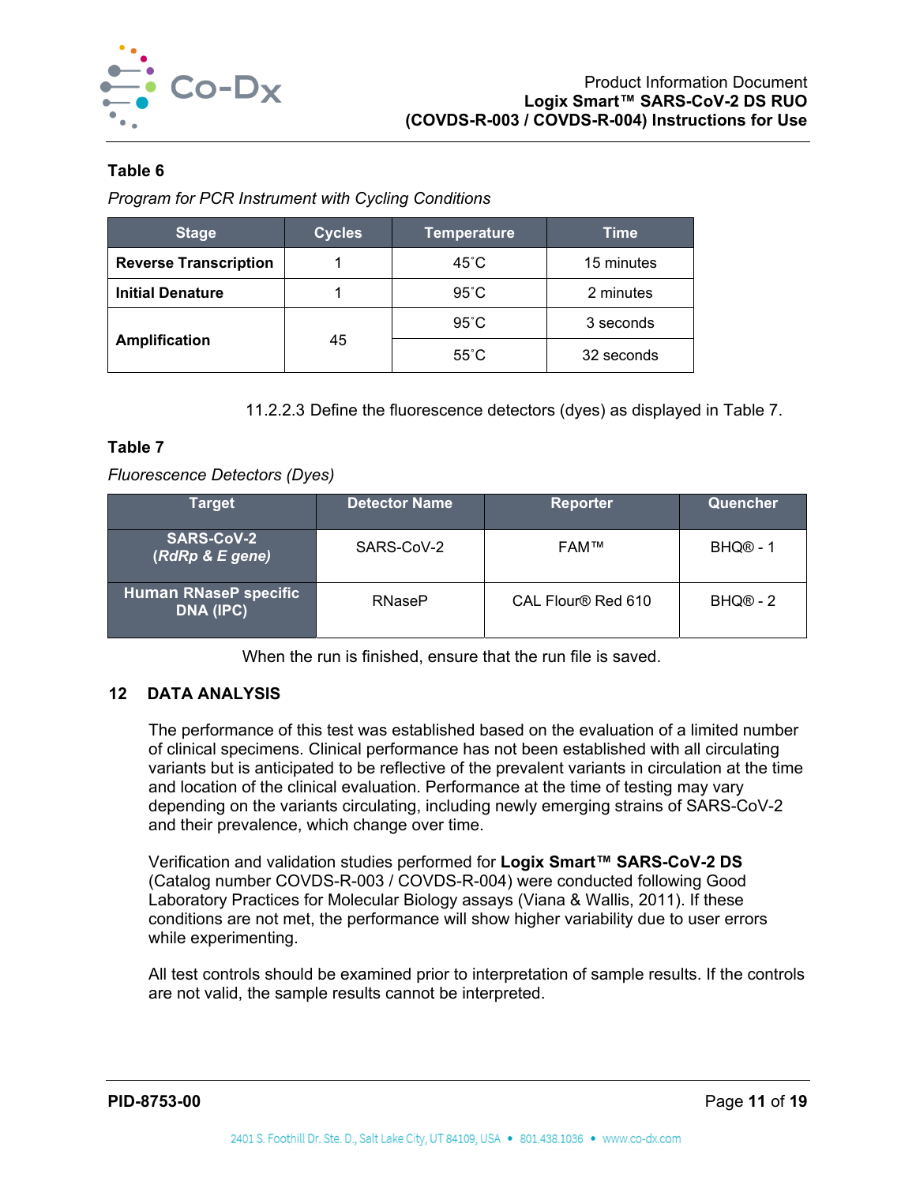**Table 6**

*Program for PCR Instrument with Cycling Conditions*

| Stage | Cycles | Temperature | Time |
|---|---|---|---|
| **Reverse Transcription** | 1 | 45˚C | 15 minutes |
| **Initial Denature** | 1 | 95˚C | 2 minutes |
| **Amplification** | 45 | 95˚C | 3 seconds |
| | | 55˚C | 32 seconds |

11.2.2.3 Define the fluorescence detectors (dyes) as displayed in Table 7.

**Table 7**

*Fluorescence Detectors (Dyes)*

| Target | Detector Name | Reporter | Quencher |
|---|---|---|---|
| **SARS-CoV-2 (*RdRp & E gene*)** | SARS-CoV-2 | FAM™ | BHQ® - 1 |
| **Human RNaseP specific DNA (IPC)** | RNaseP | CAL Flour® Red 610 | BHQ® - 2 |

When the run is finished, ensure that the run file is saved.

## 12 DATA ANALYSIS

The performance of this test was established based on the evaluation of a limited number of clinical specimens. Clinical performance has not been established with all circulating variants but is anticipated to be reflective of the prevalent variants in circulation at the time and location of the clinical evaluation. Performance at the time of testing may vary depending on the variants circulating, including newly emerging strains of SARS-CoV-2 and their prevalence, which change over time.

Verification and validation studies performed for **Logix Smart™ SARS-CoV-2 DS** (Catalog number COVDS-R-003 / COVDS-R-004) were conducted following Good Laboratory Practices for Molecular Biology assays (Viana & Wallis, 2011). If these conditions are not met, the performance will show higher variability due to user errors while experimenting.

All test controls should be examined prior to interpretation of sample results. If the controls are not valid, the sample results cannot be interpreted.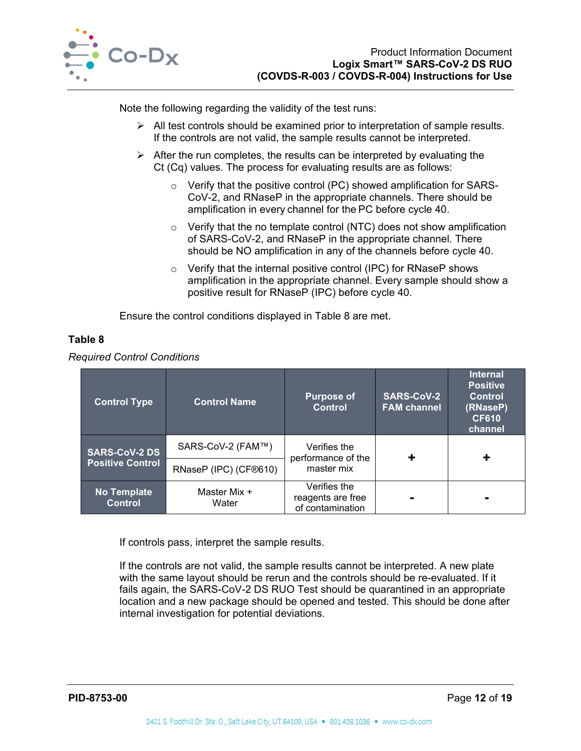Note the following regarding the validity of the test runs:

- All test controls should be examined prior to interpretation of sample results. If the controls are not valid, the sample results cannot be interpreted.
- After the run completes, the results can be interpreted by evaluating the Ct (Cq) values. The process for evaluating results are as follows:
  - Verify that the positive control (PC) showed amplification for SARS-CoV-2, and RNaseP in the appropriate channels. There should be amplification in every channel for the PC before cycle 40.
  - Verify that the no template control (NTC) does not show amplification of SARS-CoV-2, and RNaseP in the appropriate channel. There should be NO amplification in any of the channels before cycle 40.
  - Verify that the internal positive control (IPC) for RNaseP shows amplification in the appropriate channel. Every sample should show a positive result for RNaseP (IPC) before cycle 40.

Ensure the control conditions displayed in Table 8 are met.

**Table 8**

*Required Control Conditions*

| Control Type | Control Name | Purpose of Control | SARS-CoV-2 FAM channel | Internal Positive Control (RNaseP) CF610 channel |
|---|---|---|---|---|
| **SARS-CoV-2 DS Positive Control** | SARS-CoV-2 (FAM™) | Verifies the performance of the master mix | **+** | **+** |
| | RNaseP (IPC) (CF®610) | | | |
| **No Template Control** | Master Mix + Water | Verifies the reagents are free of contamination | **-** | **-** |

If controls pass, interpret the sample results.

If the controls are not valid, the sample results cannot be interpreted. A new plate with the same layout should be rerun and the controls should be re-evaluated. If it fails again, the SARS-CoV-2 DS RUO Test should be quarantined in an appropriate location and a new package should be opened and tested. This should be done after internal investigation for potential deviations.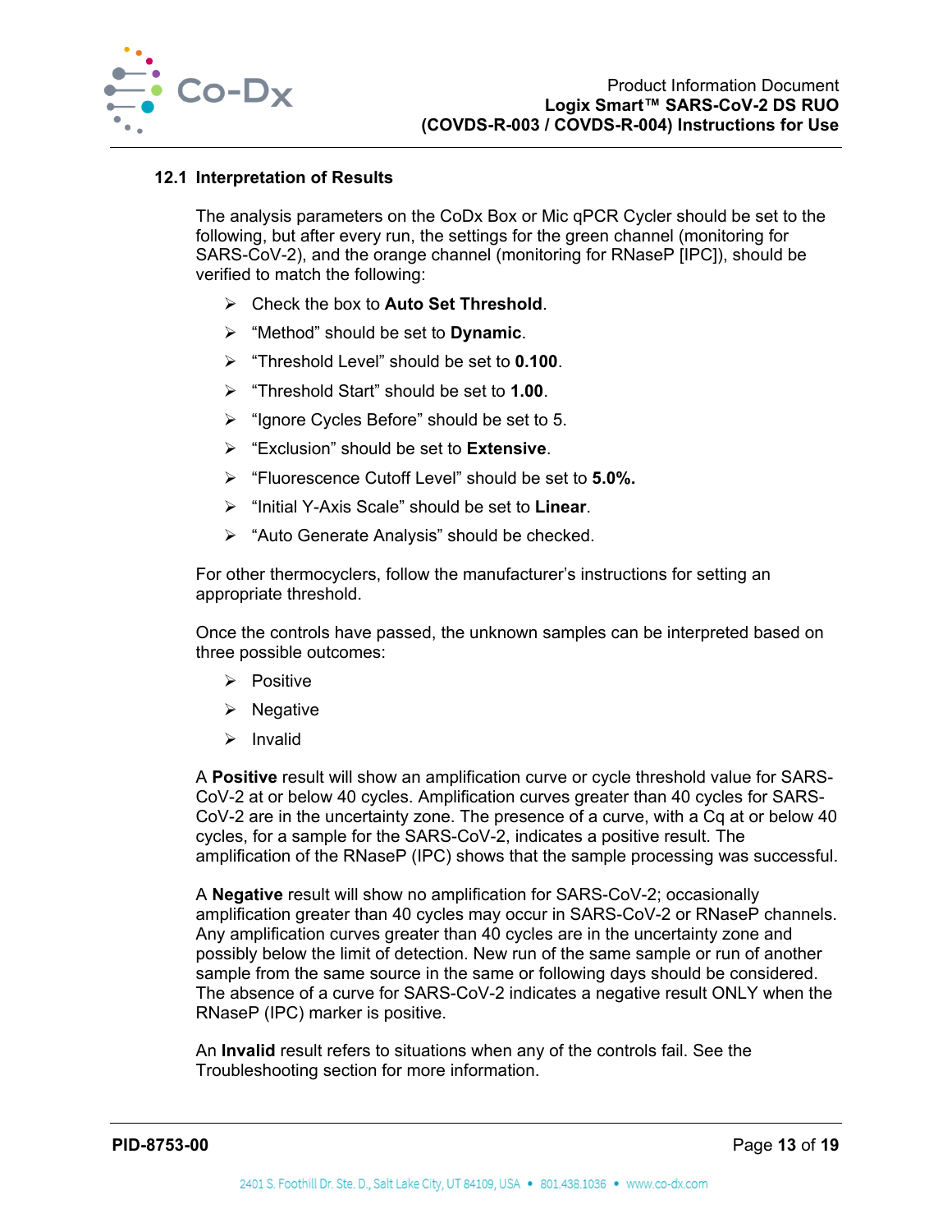### 12.1 Interpretation of Results

The analysis parameters on the CoDx Box or Mic qPCR Cycler should be set to the following, but after every run, the settings for the green channel (monitoring for SARS-CoV-2), and the orange channel (monitoring for RNaseP [IPC]), should be verified to match the following:

- Check the box to **Auto Set Threshold**.
- “Method” should be set to **Dynamic**.
- “Threshold Level” should be set to **0.100**.
- “Threshold Start” should be set to **1.00**.
- “Ignore Cycles Before” should be set to 5.
- “Exclusion” should be set to **Extensive**.
- “Fluorescence Cutoff Level” should be set to **5.0%.**
- “Initial Y-Axis Scale” should be set to **Linear**.
- “Auto Generate Analysis” should be checked.

For other thermocyclers, follow the manufacturer’s instructions for setting an appropriate threshold.

Once the controls have passed, the unknown samples can be interpreted based on three possible outcomes:

- Positive
- Negative
- Invalid

A **Positive** result will show an amplification curve or cycle threshold value for SARS-CoV-2 at or below 40 cycles. Amplification curves greater than 40 cycles for SARS-CoV-2 are in the uncertainty zone. The presence of a curve, with a Cq at or below 40 cycles, for a sample for the SARS-CoV-2, indicates a positive result. The amplification of the RNaseP (IPC) shows that the sample processing was successful.

A **Negative** result will show no amplification for SARS-CoV-2; occasionally amplification greater than 40 cycles may occur in SARS-CoV-2 or RNaseP channels. Any amplification curves greater than 40 cycles are in the uncertainty zone and possibly below the limit of detection. New run of the same sample or run of another sample from the same source in the same or following days should be considered. The absence of a curve for SARS-CoV-2 indicates a negative result ONLY when the RNaseP (IPC) marker is positive.

An **Invalid** result refers to situations when any of the controls fail. See the Troubleshooting section for more information.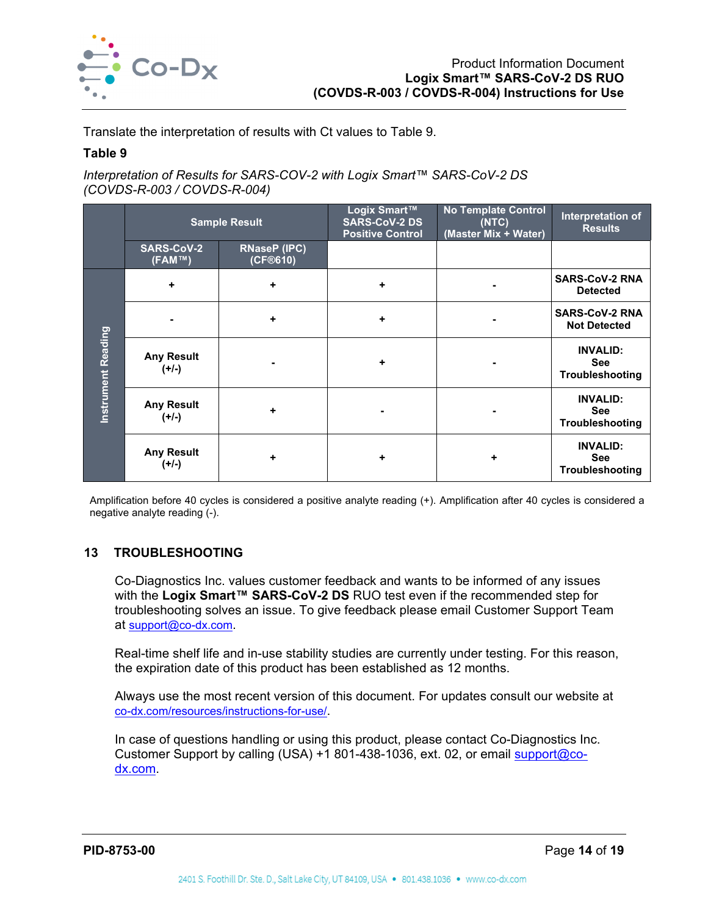Translate the interpretation of results with Ct values to Table 9.

**Table 9**

*Interpretation of Results for SARS-COV-2 with Logix Smart™ SARS-CoV-2 DS (COVDS-R-003 / COVDS-R-004)*

| | Sample Result | | Logix Smart™ SARS-CoV-2 DS Positive Control | No Template Control (NTC) (Master Mix + Water) | Interpretation of Results |
|---|---|---|---|---|---|
| | SARS-CoV-2 (FAM™) | RNaseP (IPC) (CF®610) | | | |
| Instrument Reading | + | + | + | - | SARS-CoV-2 RNA Detected |
| | - | + | + | - | SARS-CoV-2 RNA Not Detected |
| | Any Result (+/-) | - | + | - | INVALID: See Troubleshooting |
| | Any Result (+/-) | + | - | - | INVALID: See Troubleshooting |
| | Any Result (+/-) | + | + | + | INVALID: See Troubleshooting |

Amplification before 40 cycles is considered a positive analyte reading (+). Amplification after 40 cycles is considered a negative analyte reading (-).

## 13 TROUBLESHOOTING

Co-Diagnostics Inc. values customer feedback and wants to be informed of any issues with the **Logix Smart™ SARS-CoV-2 DS** RUO test even if the recommended step for troubleshooting solves an issue. To give feedback please email Customer Support Team at support@co-dx.com.

Real-time shelf life and in-use stability studies are currently under testing. For this reason, the expiration date of this product has been established as 12 months.

Always use the most recent version of this document. For updates consult our website at co-dx.com/resources/instructions-for-use/.

In case of questions handling or using this product, please contact Co-Diagnostics Inc. Customer Support by calling (USA) +1 801-438-1036, ext. 02, or email support@co-dx.com.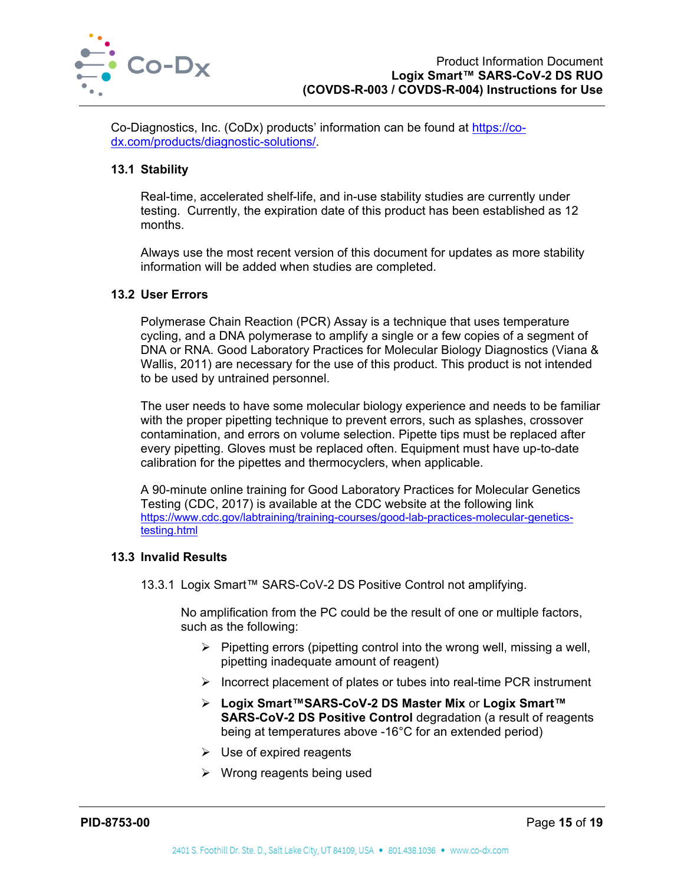Co-Diagnostics, Inc. (CoDx) products' information can be found at https://co-dx.com/products/diagnostic-solutions/.

### 13.1 Stability

Real-time, accelerated shelf-life, and in-use stability studies are currently under testing. Currently, the expiration date of this product has been established as 12 months.

Always use the most recent version of this document for updates as more stability information will be added when studies are completed.

### 13.2 User Errors

Polymerase Chain Reaction (PCR) Assay is a technique that uses temperature cycling, and a DNA polymerase to amplify a single or a few copies of a segment of DNA or RNA. Good Laboratory Practices for Molecular Biology Diagnostics (Viana & Wallis, 2011) are necessary for the use of this product. This product is not intended to be used by untrained personnel.

The user needs to have some molecular biology experience and needs to be familiar with the proper pipetting technique to prevent errors, such as splashes, crossover contamination, and errors on volume selection. Pipette tips must be replaced after every pipetting. Gloves must be replaced often. Equipment must have up-to-date calibration for the pipettes and thermocyclers, when applicable.

A 90-minute online training for Good Laboratory Practices for Molecular Genetics Testing (CDC, 2017) is available at the CDC website at the following link https://www.cdc.gov/labtraining/training-courses/good-lab-practices-molecular-genetics-testing.html

### 13.3 Invalid Results

13.3.1 Logix Smart™ SARS-CoV-2 DS Positive Control not amplifying.

No amplification from the PC could be the result of one or multiple factors, such as the following:

- Pipetting errors (pipetting control into the wrong well, missing a well, pipetting inadequate amount of reagent)
- Incorrect placement of plates or tubes into real-time PCR instrument
- **Logix Smart™SARS-CoV-2 DS Master Mix** or **Logix Smart™ SARS-CoV-2 DS Positive Control** degradation (a result of reagents being at temperatures above -16°C for an extended period)
- Use of expired reagents
- Wrong reagents being used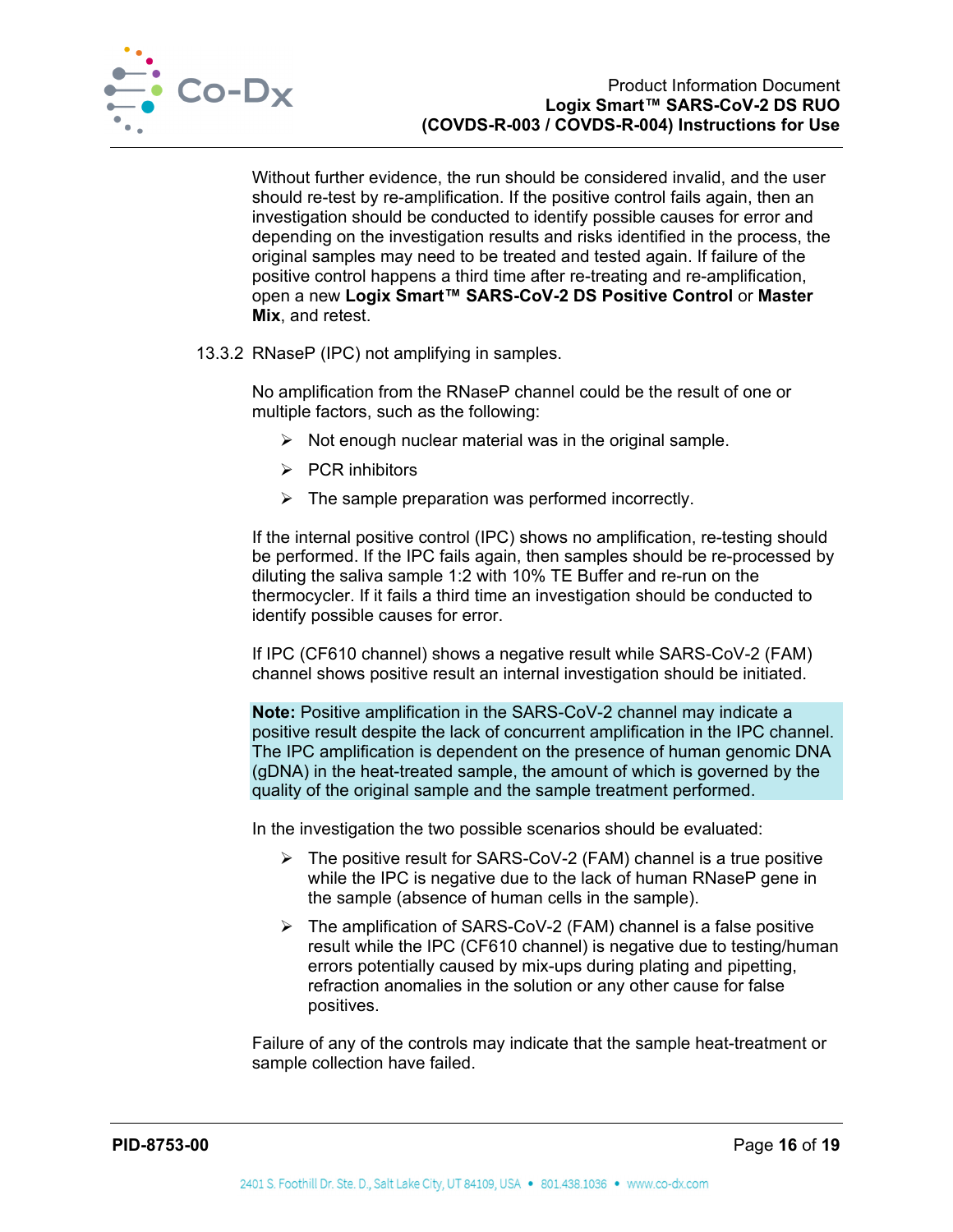Without further evidence, the run should be considered invalid, and the user should re-test by re-amplification. If the positive control fails again, then an investigation should be conducted to identify possible causes for error and depending on the investigation results and risks identified in the process, the original samples may need to be treated and tested again. If failure of the positive control happens a third time after re-treating and re-amplification, open a new **Logix Smart™ SARS-CoV-2 DS Positive Control** or **Master Mix**, and retest.

13.3.2 RNaseP (IPC) not amplifying in samples.

No amplification from the RNaseP channel could be the result of one or multiple factors, such as the following:

- Not enough nuclear material was in the original sample.
- PCR inhibitors
- The sample preparation was performed incorrectly.

If the internal positive control (IPC) shows no amplification, re-testing should be performed. If the IPC fails again, then samples should be re-processed by diluting the saliva sample 1:2 with 10% TE Buffer and re-run on the thermocycler. If it fails a third time an investigation should be conducted to identify possible causes for error.

If IPC (CF610 channel) shows a negative result while SARS-CoV-2 (FAM) channel shows positive result an internal investigation should be initiated.

**Note:** Positive amplification in the SARS-CoV-2 channel may indicate a positive result despite the lack of concurrent amplification in the IPC channel. The IPC amplification is dependent on the presence of human genomic DNA (gDNA) in the heat-treated sample, the amount of which is governed by the quality of the original sample and the sample treatment performed.

In the investigation the two possible scenarios should be evaluated:

- The positive result for SARS-CoV-2 (FAM) channel is a true positive while the IPC is negative due to the lack of human RNaseP gene in the sample (absence of human cells in the sample).
- The amplification of SARS-CoV-2 (FAM) channel is a false positive result while the IPC (CF610 channel) is negative due to testing/human errors potentially caused by mix-ups during plating and pipetting, refraction anomalies in the solution or any other cause for false positives.

Failure of any of the controls may indicate that the sample heat-treatment or sample collection have failed.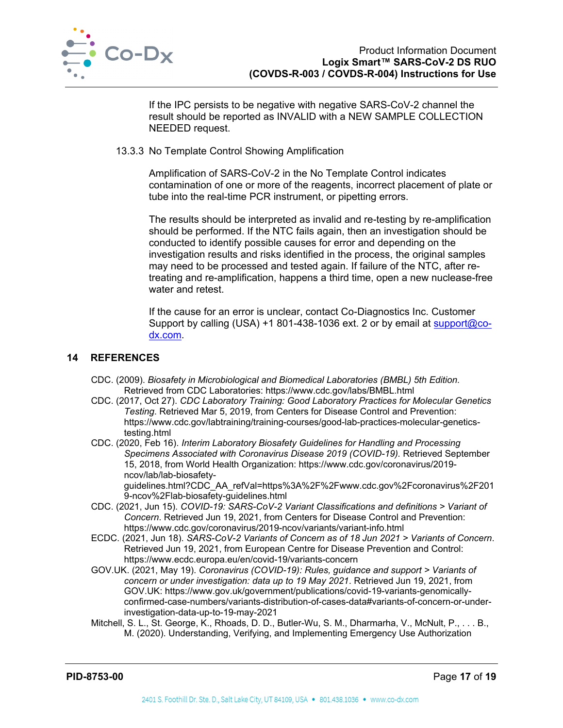If the IPC persists to be negative with negative SARS-CoV-2 channel the result should be reported as INVALID with a NEW SAMPLE COLLECTION NEEDED request.

### 13.3.3 No Template Control Showing Amplification

Amplification of SARS-CoV-2 in the No Template Control indicates contamination of one or more of the reagents, incorrect placement of plate or tube into the real-time PCR instrument, or pipetting errors.

The results should be interpreted as invalid and re-testing by re-amplification should be performed. If the NTC fails again, then an investigation should be conducted to identify possible causes for error and depending on the investigation results and risks identified in the process, the original samples may need to be processed and tested again. If failure of the NTC, after re-treating and re-amplification, happens a third time, open a new nuclease-free water and retest.

If the cause for an error is unclear, contact Co-Diagnostics Inc. Customer Support by calling (USA) +1 801-438-1036 ext. 2 or by email at support@co-dx.com.

## 14 REFERENCES

CDC. (2009). *Biosafety in Microbiological and Biomedical Laboratories (BMBL) 5th Edition*. Retrieved from CDC Laboratories: https://www.cdc.gov/labs/BMBL.html

CDC. (2017, Oct 27). *CDC Laboratory Training: Good Laboratory Practices for Molecular Genetics Testing*. Retrieved Mar 5, 2019, from Centers for Disease Control and Prevention: https://www.cdc.gov/labtraining/training-courses/good-lab-practices-molecular-genetics-testing.html

CDC. (2020, Feb 16). *Interim Laboratory Biosafety Guidelines for Handling and Processing Specimens Associated with Coronavirus Disease 2019 (COVID-19)*. Retrieved September 15, 2018, from World Health Organization: https://www.cdc.gov/coronavirus/2019-ncov/lab/lab-biosafety-guidelines.html?CDC_AA_refVal=https%3A%2F%2Fwww.cdc.gov%2Fcoronavirus%2F2019-ncov%2Flab-biosafety-guidelines.html

CDC. (2021, Jun 15). *COVID-19: SARS-CoV-2 Variant Classifications and definitions > Variant of Concern*. Retrieved Jun 19, 2021, from Centers for Disease Control and Prevention: https://www.cdc.gov/coronavirus/2019-ncov/variants/variant-info.html

ECDC. (2021, Jun 18). *SARS-CoV-2 Variants of Concern as of 18 Jun 2021 > Variants of Concern*. Retrieved Jun 19, 2021, from European Centre for Disease Prevention and Control: https://www.ecdc.europa.eu/en/covid-19/variants-concern

GOV.UK. (2021, May 19). *Coronavirus (COVID-19): Rules, guidance and support > Variants of concern or under investigation: data up to 19 May 2021*. Retrieved Jun 19, 2021, from GOV.UK: https://www.gov.uk/government/publications/covid-19-variants-genomically-confirmed-case-numbers/variants-distribution-of-cases-data#variants-of-concern-or-under-investigation-data-up-to-19-may-2021

Mitchell, S. L., St. George, K., Rhoads, D. D., Butler-Wu, S. M., Dharmarha, V., McNult, P., . . . B., M. (2020). Understanding, Verifying, and Implementing Emergency Use Authorization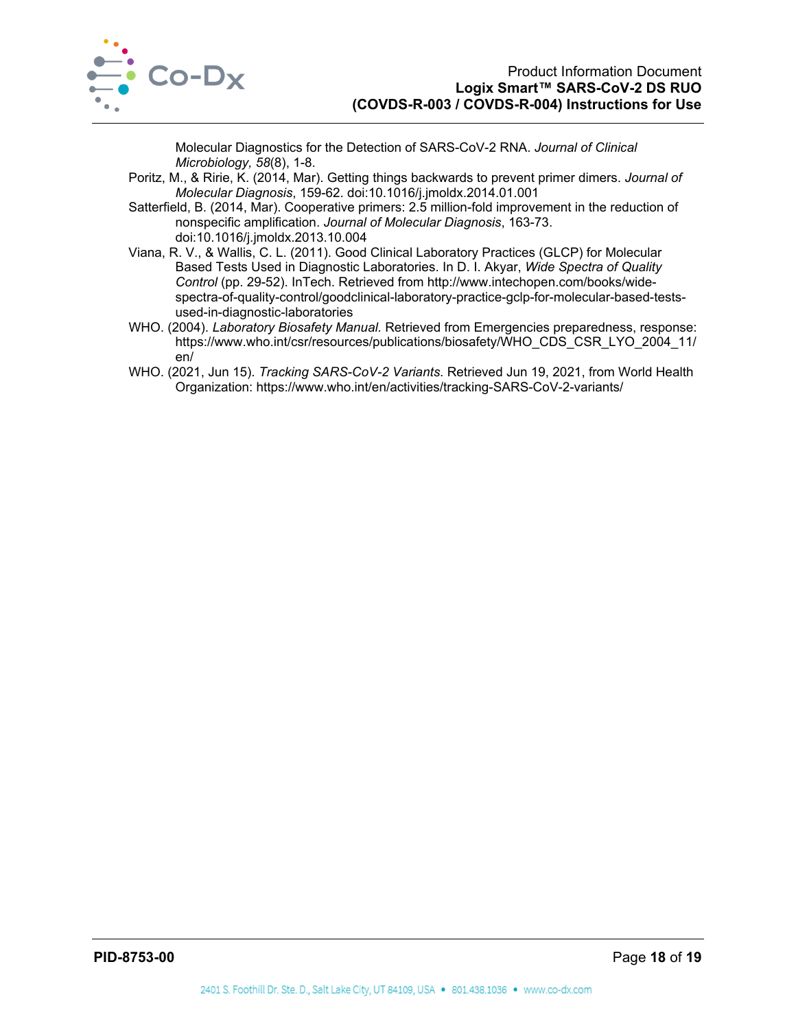Molecular Diagnostics for the Detection of SARS-CoV-2 RNA. *Journal of Clinical Microbiology, 58*(8), 1-8.

Poritz, M., & Ririe, K. (2014, Mar). Getting things backwards to prevent primer dimers. *Journal of Molecular Diagnosis*, 159-62. doi:10.1016/j.jmoldx.2014.01.001

Satterfield, B. (2014, Mar). Cooperative primers: 2.5 million-fold improvement in the reduction of nonspecific amplification. *Journal of Molecular Diagnosis*, 163-73. doi:10.1016/j.jmoldx.2013.10.004

Viana, R. V., & Wallis, C. L. (2011). Good Clinical Laboratory Practices (GLCP) for Molecular Based Tests Used in Diagnostic Laboratories. In D. I. Akyar, *Wide Spectra of Quality Control* (pp. 29-52). InTech. Retrieved from http://www.intechopen.com/books/wide-spectra-of-quality-control/goodclinical-laboratory-practice-gclp-for-molecular-based-tests-used-in-diagnostic-laboratories

WHO. (2004). *Laboratory Biosafety Manual*. Retrieved from Emergencies preparedness, response: https://www.who.int/csr/resources/publications/biosafety/WHO_CDS_CSR_LYO_2004_11/en/

WHO. (2021, Jun 15). *Tracking SARS-CoV-2 Variants*. Retrieved Jun 19, 2021, from World Health Organization: https://www.who.int/en/activities/tracking-SARS-CoV-2-variants/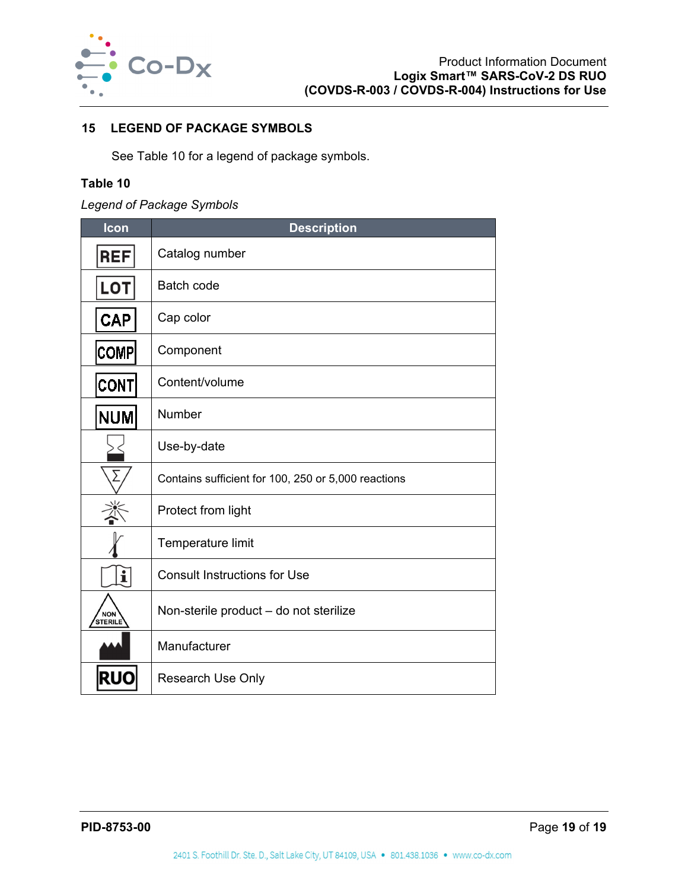## 15 LEGEND OF PACKAGE SYMBOLS

See Table 10 for a legend of package symbols.

**Table 10**

*Legend of Package Symbols*

| Icon | Description |
|---|---|
| REF | Catalog number |
| LOT | Batch code |
| CAP | Cap color |
| COMP | Component |
| CONT | Content/volume |
| NUM | Number |
| | Use-by-date |
| Σ | Contains sufficient for 100, 250 or 5,000 reactions |
| | Protect from light |
| | Temperature limit |
| i | Consult Instructions for Use |
| NON STERILE | Non-sterile product – do not sterilize |
| | Manufacturer |
| RUO | Research Use Only |